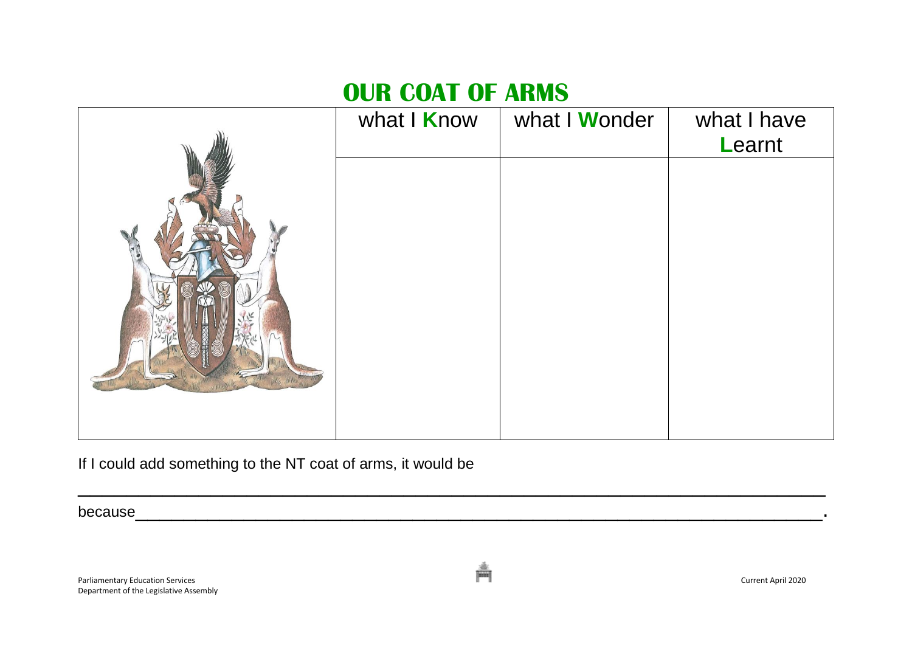# OUR COAT OF ARMS

| | what I **K**now | what I **W**onder | what I have **L**earnt |
|---|---|---|---|
| | | | |

If I could add something to the NT coat of arms, it would be

_______________________________________________________________________________

because_________________________________________________________________________.

Parliamentary Education Services
Department of the Legislative Assembly

Current April 2020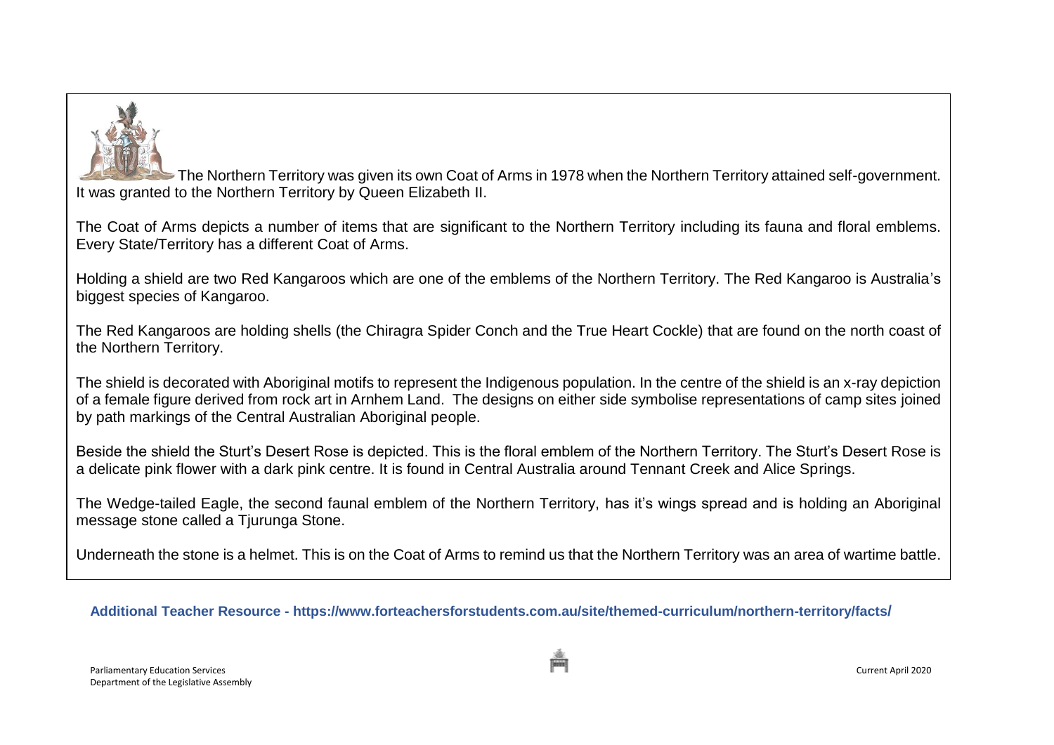The Northern Territory was given its own Coat of Arms in 1978 when the Northern Territory attained self-government. It was granted to the Northern Territory by Queen Elizabeth II.

The Coat of Arms depicts a number of items that are significant to the Northern Territory including its fauna and floral emblems. Every State/Territory has a different Coat of Arms.

Holding a shield are two Red Kangaroos which are one of the emblems of the Northern Territory. The Red Kangaroo is Australia's biggest species of Kangaroo.

The Red Kangaroos are holding shells (the Chiragra Spider Conch and the True Heart Cockle) that are found on the north coast of the Northern Territory.

The shield is decorated with Aboriginal motifs to represent the Indigenous population. In the centre of the shield is an x-ray depiction of a female figure derived from rock art in Arnhem Land. The designs on either side symbolise representations of camp sites joined by path markings of the Central Australian Aboriginal people.

Beside the shield the Sturt's Desert Rose is depicted. This is the floral emblem of the Northern Territory. The Sturt's Desert Rose is a delicate pink flower with a dark pink centre. It is found in Central Australia around Tennant Creek and Alice Springs.

The Wedge-tailed Eagle, the second faunal emblem of the Northern Territory, has it's wings spread and is holding an Aboriginal message stone called a Tjurunga Stone.

Underneath the stone is a helmet. This is on the Coat of Arms to remind us that the Northern Territory was an area of wartime battle.

**Additional Teacher Resource - https://www.forteachersforstudents.com.au/site/themed-curriculum/northern-territory/facts/**

Parliamentary Education Services
Department of the Legislative Assembly

Current April 2020